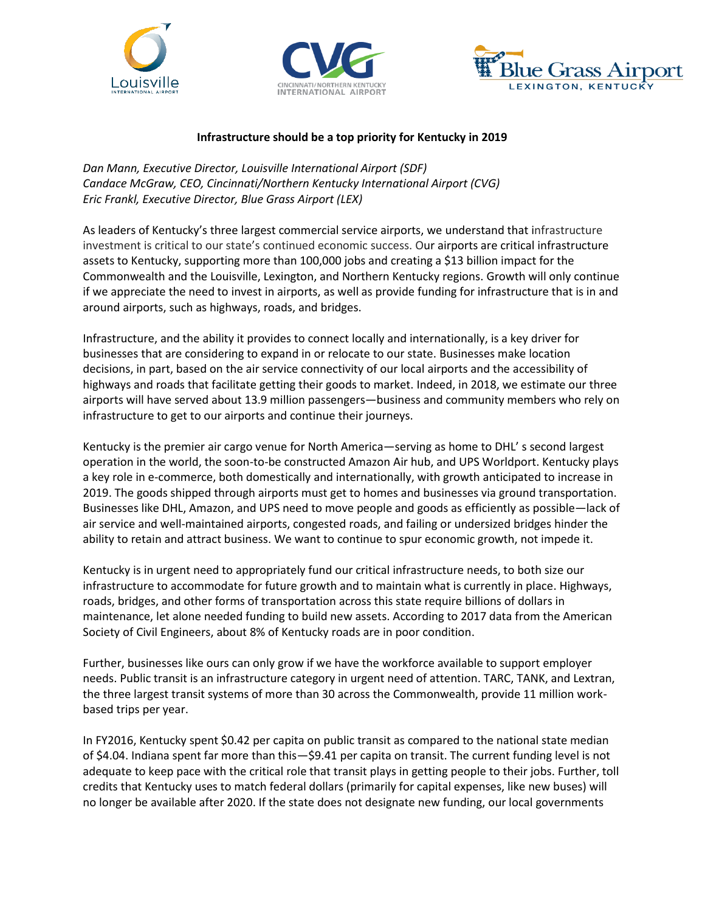**Infrastructure should be a top priority for Kentucky in 2019**

*Dan Mann, Executive Director, Louisville International Airport (SDF)*
*Candace McGraw, CEO, Cincinnati/Northern Kentucky International Airport (CVG)*
*Eric Frankl, Executive Director, Blue Grass Airport (LEX)*

As leaders of Kentucky's three largest commercial service airports, we understand that infrastructure investment is critical to our state's continued economic success. Our airports are critical infrastructure assets to Kentucky, supporting more than 100,000 jobs and creating a $13 billion impact for the Commonwealth and the Louisville, Lexington, and Northern Kentucky regions. Growth will only continue if we appreciate the need to invest in airports, as well as provide funding for infrastructure that is in and around airports, such as highways, roads, and bridges.

Infrastructure, and the ability it provides to connect locally and internationally, is a key driver for businesses that are considering to expand in or relocate to our state. Businesses make location decisions, in part, based on the air service connectivity of our local airports and the accessibility of highways and roads that facilitate getting their goods to market. Indeed, in 2018, we estimate our three airports will have served about 13.9 million passengers—business and community members who rely on infrastructure to get to our airports and continue their journeys.

Kentucky is the premier air cargo venue for North America—serving as home to DHL' s second largest operation in the world, the soon-to-be constructed Amazon Air hub, and UPS Worldport. Kentucky plays a key role in e-commerce, both domestically and internationally, with growth anticipated to increase in 2019. The goods shipped through airports must get to homes and businesses via ground transportation. Businesses like DHL, Amazon, and UPS need to move people and goods as efficiently as possible—lack of air service and well-maintained airports, congested roads, and failing or undersized bridges hinder the ability to retain and attract business. We want to continue to spur economic growth, not impede it.

Kentucky is in urgent need to appropriately fund our critical infrastructure needs, to both size our infrastructure to accommodate for future growth and to maintain what is currently in place. Highways, roads, bridges, and other forms of transportation across this state require billions of dollars in maintenance, let alone needed funding to build new assets. According to 2017 data from the American Society of Civil Engineers, about 8% of Kentucky roads are in poor condition.

Further, businesses like ours can only grow if we have the workforce available to support employer needs. Public transit is an infrastructure category in urgent need of attention. TARC, TANK, and Lextran, the three largest transit systems of more than 30 across the Commonwealth, provide 11 million work-based trips per year.

In FY2016, Kentucky spent $0.42 per capita on public transit as compared to the national state median of $4.04. Indiana spent far more than this—$9.41 per capita on transit. The current funding level is not adequate to keep pace with the critical role that transit plays in getting people to their jobs. Further, toll credits that Kentucky uses to match federal dollars (primarily for capital expenses, like new buses) will no longer be available after 2020. If the state does not designate new funding, our local governments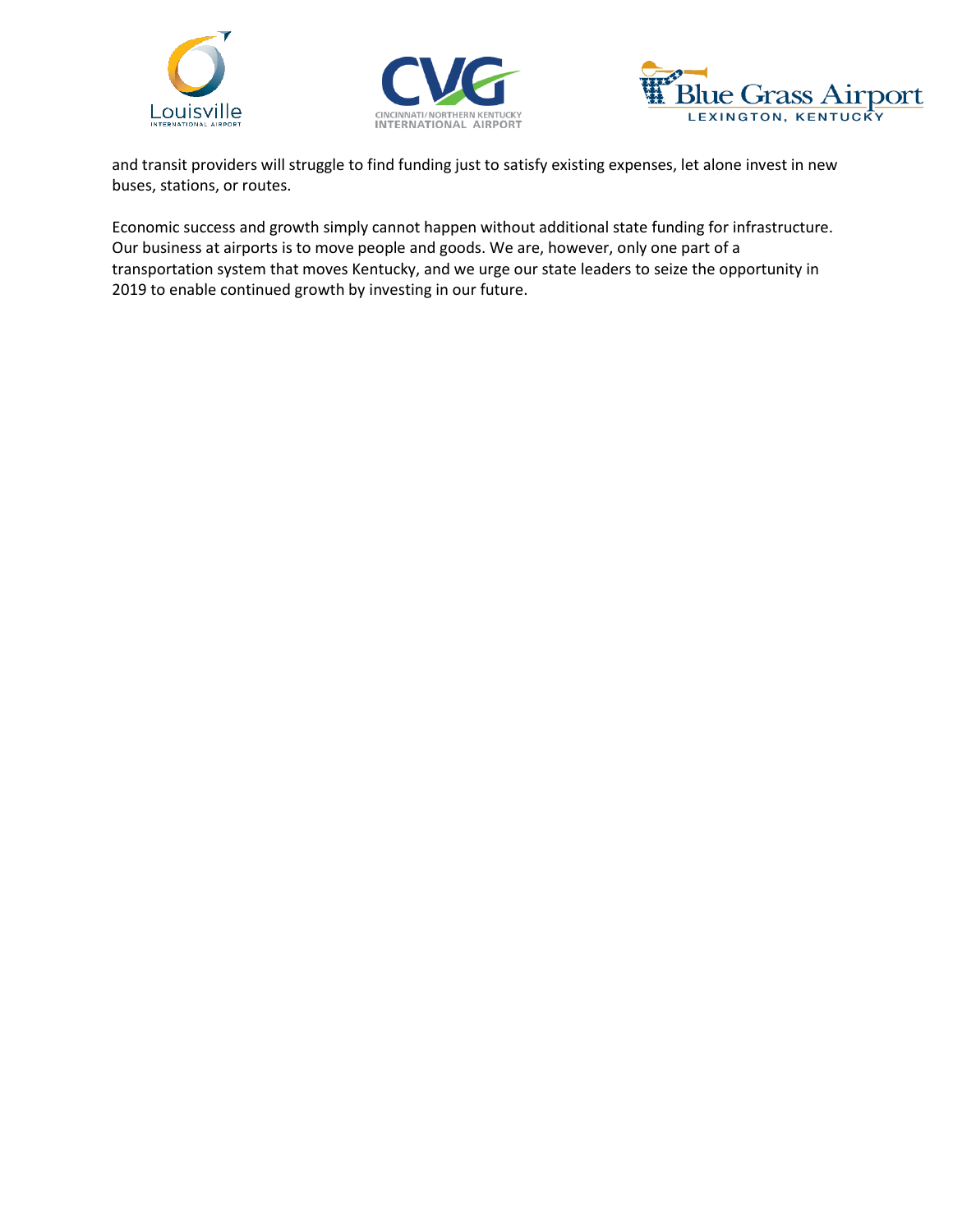and transit providers will struggle to find funding just to satisfy existing expenses, let alone invest in new buses, stations, or routes.

Economic success and growth simply cannot happen without additional state funding for infrastructure. Our business at airports is to move people and goods. We are, however, only one part of a transportation system that moves Kentucky, and we urge our state leaders to seize the opportunity in 2019 to enable continued growth by investing in our future.